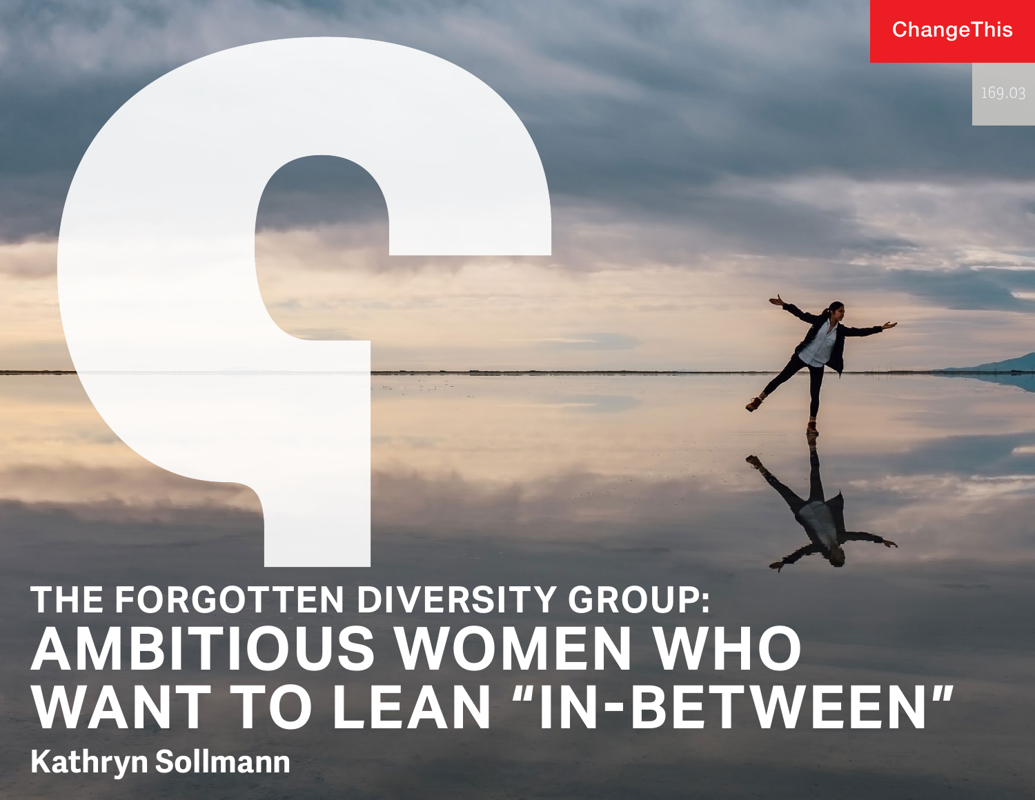ChangeThis

169.03

# THE FORGOTTEN DIVERSITY GROUP: AMBITIOUS WOMEN WHO WANT TO LEAN "IN-BETWEEN"

**Kathryn Sollmann**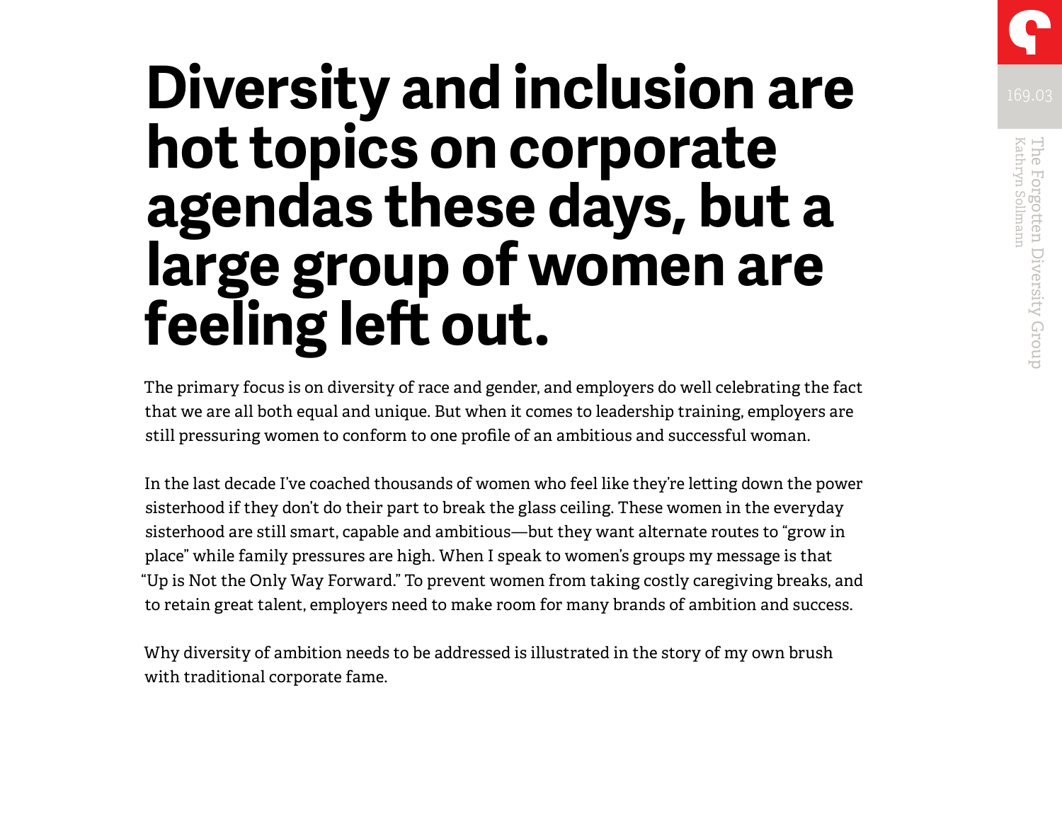# Diversity and inclusion are hot topics on corporate agendas these days, but a large group of women are feeling left out.

The primary focus is on diversity of race and gender, and employers do well celebrating the fact that we are all both equal and unique. But when it comes to leadership training, employers are still pressuring women to conform to one profile of an ambitious and successful woman.

In the last decade I've coached thousands of women who feel like they're letting down the power sisterhood if they don't do their part to break the glass ceiling. These women in the everyday sisterhood are still smart, capable and ambitious—but they want alternate routes to "grow in place" while family pressures are high. When I speak to women's groups my message is that "Up is Not the Only Way Forward." To prevent women from taking costly caregiving breaks, and to retain great talent, employers need to make room for many brands of ambition and success.

Why diversity of ambition needs to be addressed is illustrated in the story of my own brush with traditional corporate fame.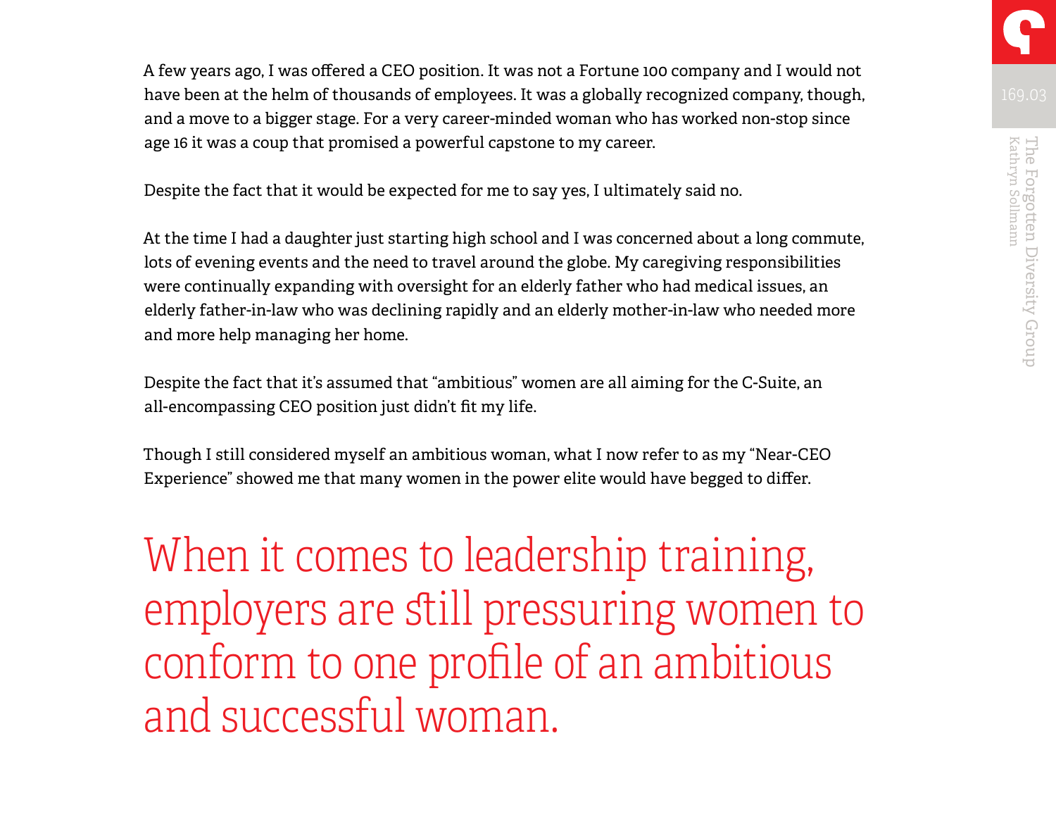A few years ago, I was offered a CEO position. It was not a Fortune 100 company and I would not have been at the helm of thousands of employees. It was a globally recognized company, though, and a move to a bigger stage. For a very career-minded woman who has worked non-stop since age 16 it was a coup that promised a powerful capstone to my career.

Despite the fact that it would be expected for me to say yes, I ultimately said no.

At the time I had a daughter just starting high school and I was concerned about a long commute, lots of evening events and the need to travel around the globe. My caregiving responsibilities were continually expanding with oversight for an elderly father who had medical issues, an elderly father-in-law who was declining rapidly and an elderly mother-in-law who needed more and more help managing her home.

Despite the fact that it's assumed that "ambitious" women are all aiming for the C-Suite, an all-encompassing CEO position just didn't fit my life.

Though I still considered myself an ambitious woman, what I now refer to as my "Near-CEO Experience" showed me that many women in the power elite would have begged to differ.

> When it comes to leadership training, employers are still pressuring women to conform to one profile of an ambitious and successful woman.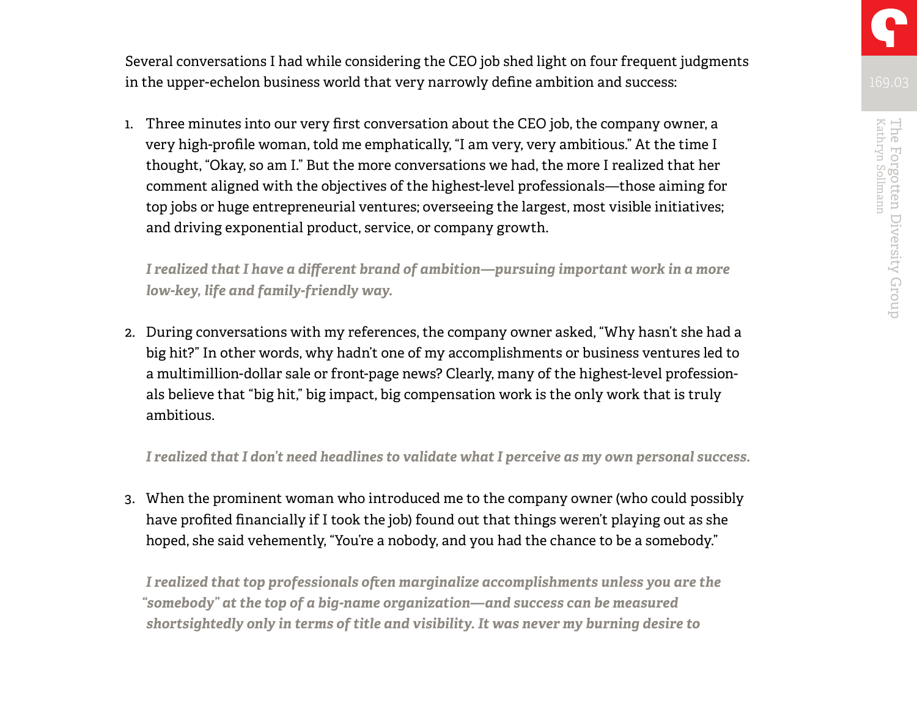Several conversations I had while considering the CEO job shed light on four frequent judgments in the upper-echelon business world that very narrowly define ambition and success:

1. Three minutes into our very first conversation about the CEO job, the company owner, a very high-profile woman, told me emphatically, "I am very, very ambitious." At the time I thought, "Okay, so am I." But the more conversations we had, the more I realized that her comment aligned with the objectives of the highest-level professionals—those aiming for top jobs or huge entrepreneurial ventures; overseeing the largest, most visible initiatives; and driving exponential product, service, or company growth.

   ***I realized that I have a different brand of ambition—pursuing important work in a more low-key, life and family-friendly way.***

2. During conversations with my references, the company owner asked, "Why hasn't she had a big hit?" In other words, why hadn't one of my accomplishments or business ventures led to a multimillion-dollar sale or front-page news? Clearly, many of the highest-level professionals believe that "big hit," big impact, big compensation work is the only work that is truly ambitious.

   ***I realized that I don't need headlines to validate what I perceive as my own personal success.***

3. When the prominent woman who introduced me to the company owner (who could possibly have profited financially if I took the job) found out that things weren't playing out as she hoped, she said vehemently, "You're a nobody, and you had the chance to be a somebody."

   ***I realized that top professionals often marginalize accomplishments unless you are the "somebody" at the top of a big-name organization—and success can be measured shortsightedly only in terms of title and visibility. It was never my burning desire to***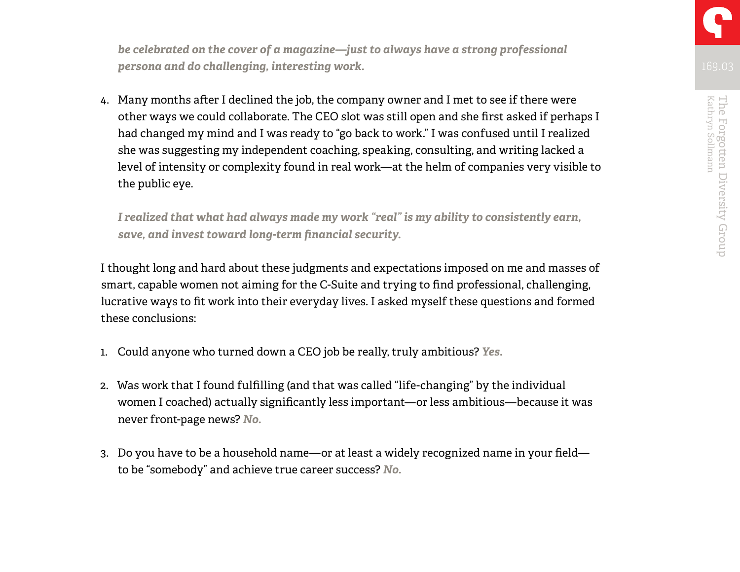*be celebrated on the cover of a magazine—just to always have a strong professional persona and do challenging, interesting work.*

4. Many months after I declined the job, the company owner and I met to see if there were other ways we could collaborate. The CEO slot was still open and she first asked if perhaps I had changed my mind and I was ready to "go back to work." I was confused until I realized she was suggesting my independent coaching, speaking, consulting, and writing lacked a level of intensity or complexity found in real work—at the helm of companies very visible to the public eye.

   ***I realized that what had always made my work "real" is my ability to consistently earn, save, and invest toward long-term financial security.***

I thought long and hard about these judgments and expectations imposed on me and masses of smart, capable women not aiming for the C-Suite and trying to find professional, challenging, lucrative ways to fit work into their everyday lives. I asked myself these questions and formed these conclusions:

1. Could anyone who turned down a CEO job be really, truly ambitious? ***Yes.***

2. Was work that I found fulfilling (and that was called "life-changing" by the individual women I coached) actually significantly less important—or less ambitious—because it was never front-page news? ***No.***

3. Do you have to be a household name—or at least a widely recognized name in your field—to be "somebody" and achieve true career success? ***No.***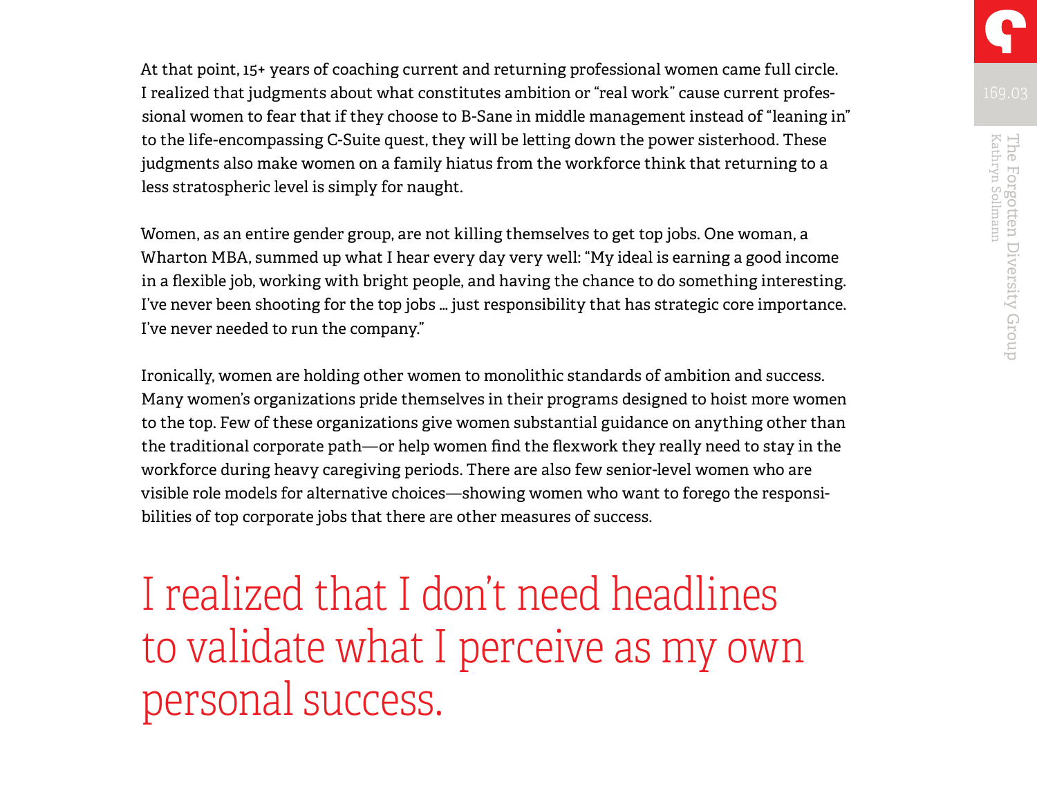At that point, 15+ years of coaching current and returning professional women came full circle. I realized that judgments about what constitutes ambition or "real work" cause current professional women to fear that if they choose to B-Sane in middle management instead of "leaning in" to the life-encompassing C-Suite quest, they will be letting down the power sisterhood. These judgments also make women on a family hiatus from the workforce think that returning to a less stratospheric level is simply for naught.

Women, as an entire gender group, are not killing themselves to get top jobs. One woman, a Wharton MBA, summed up what I hear every day very well: "My ideal is earning a good income in a flexible job, working with bright people, and having the chance to do something interesting. I've never been shooting for the top jobs … just responsibility that has strategic core importance. I've never needed to run the company."

Ironically, women are holding other women to monolithic standards of ambition and success. Many women's organizations pride themselves in their programs designed to hoist more women to the top. Few of these organizations give women substantial guidance on anything other than the traditional corporate path—or help women find the flexwork they really need to stay in the workforce during heavy caregiving periods. There are also few senior-level women who are visible role models for alternative choices—showing women who want to forego the responsibilities of top corporate jobs that there are other measures of success.

> I realized that I don't need headlines to validate what I perceive as my own personal success.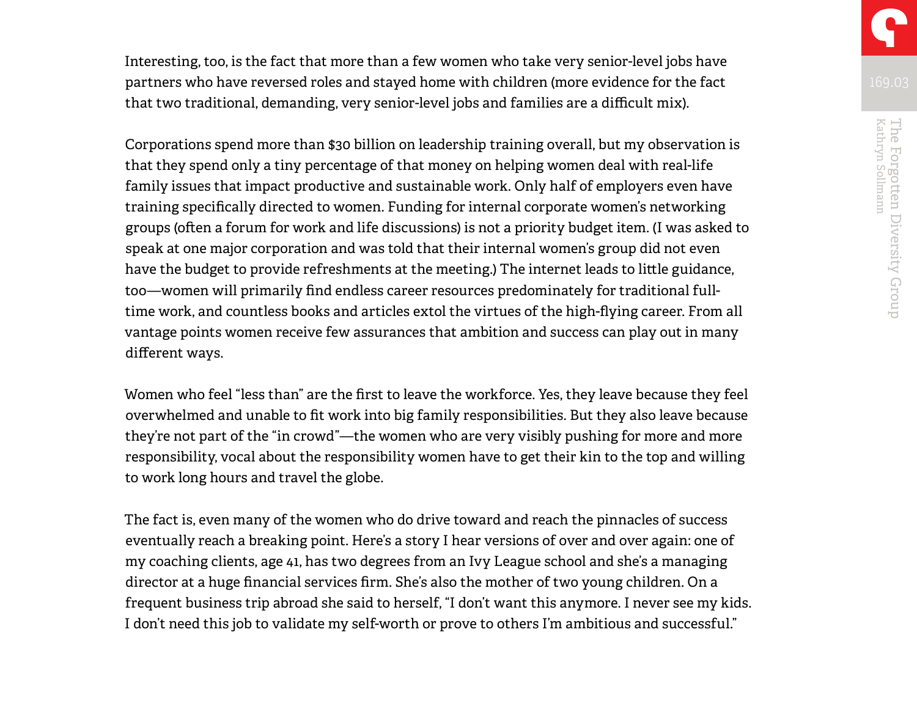Interesting, too, is the fact that more than a few women who take very senior-level jobs have partners who have reversed roles and stayed home with children (more evidence for the fact that two traditional, demanding, very senior-level jobs and families are a difficult mix).

Corporations spend more than $30 billion on leadership training overall, but my observation is that they spend only a tiny percentage of that money on helping women deal with real-life family issues that impact productive and sustainable work. Only half of employers even have training specifically directed to women. Funding for internal corporate women's networking groups (often a forum for work and life discussions) is not a priority budget item. (I was asked to speak at one major corporation and was told that their internal women's group did not even have the budget to provide refreshments at the meeting.) The internet leads to little guidance, too—women will primarily find endless career resources predominately for traditional full-time work, and countless books and articles extol the virtues of the high-flying career. From all vantage points women receive few assurances that ambition and success can play out in many different ways.

Women who feel "less than" are the first to leave the workforce. Yes, they leave because they feel overwhelmed and unable to fit work into big family responsibilities. But they also leave because they're not part of the "in crowd"—the women who are very visibly pushing for more and more responsibility, vocal about the responsibility women have to get their kin to the top and willing to work long hours and travel the globe.

The fact is, even many of the women who do drive toward and reach the pinnacles of success eventually reach a breaking point. Here's a story I hear versions of over and over again: one of my coaching clients, age 41, has two degrees from an Ivy League school and she's a managing director at a huge financial services firm. She's also the mother of two young children. On a frequent business trip abroad she said to herself, "I don't want this anymore. I never see my kids. I don't need this job to validate my self-worth or prove to others I'm ambitious and successful."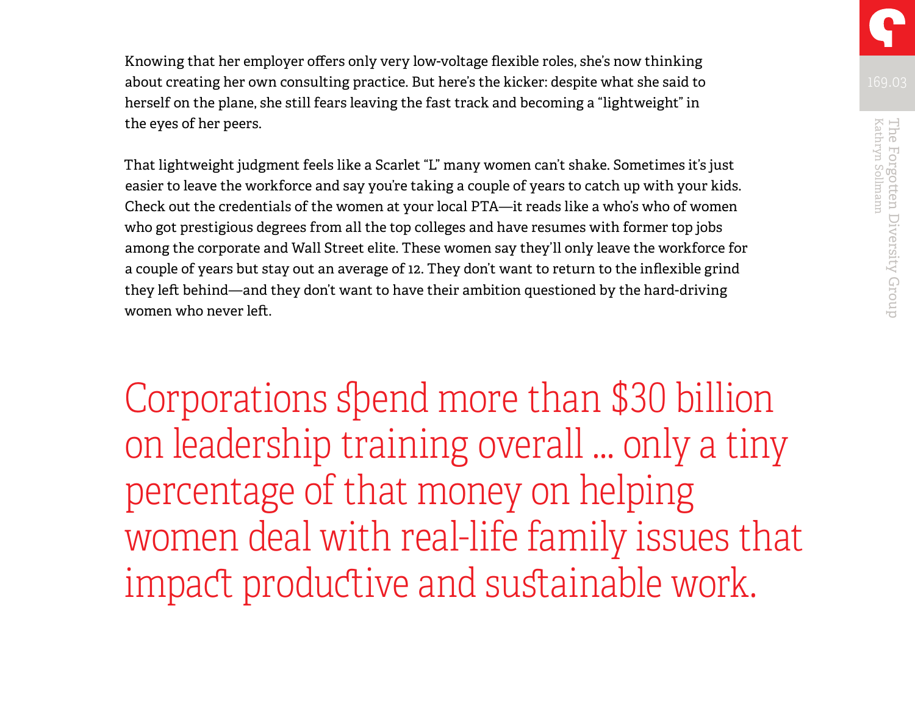Knowing that her employer offers only very low-voltage flexible roles, she's now thinking about creating her own consulting practice. But here's the kicker: despite what she said to herself on the plane, she still fears leaving the fast track and becoming a "lightweight" in the eyes of her peers.

That lightweight judgment feels like a Scarlet "L" many women can't shake. Sometimes it's just easier to leave the workforce and say you're taking a couple of years to catch up with your kids. Check out the credentials of the women at your local PTA—it reads like a who's who of women who got prestigious degrees from all the top colleges and have resumes with former top jobs among the corporate and Wall Street elite. These women say they'll only leave the workforce for a couple of years but stay out an average of 12. They don't want to return to the inflexible grind they left behind—and they don't want to have their ambition questioned by the hard-driving women who never left.

> Corporations spend more than $30 billion on leadership training overall ... only a tiny percentage of that money on helping women deal with real-life family issues that impact productive and sustainable work.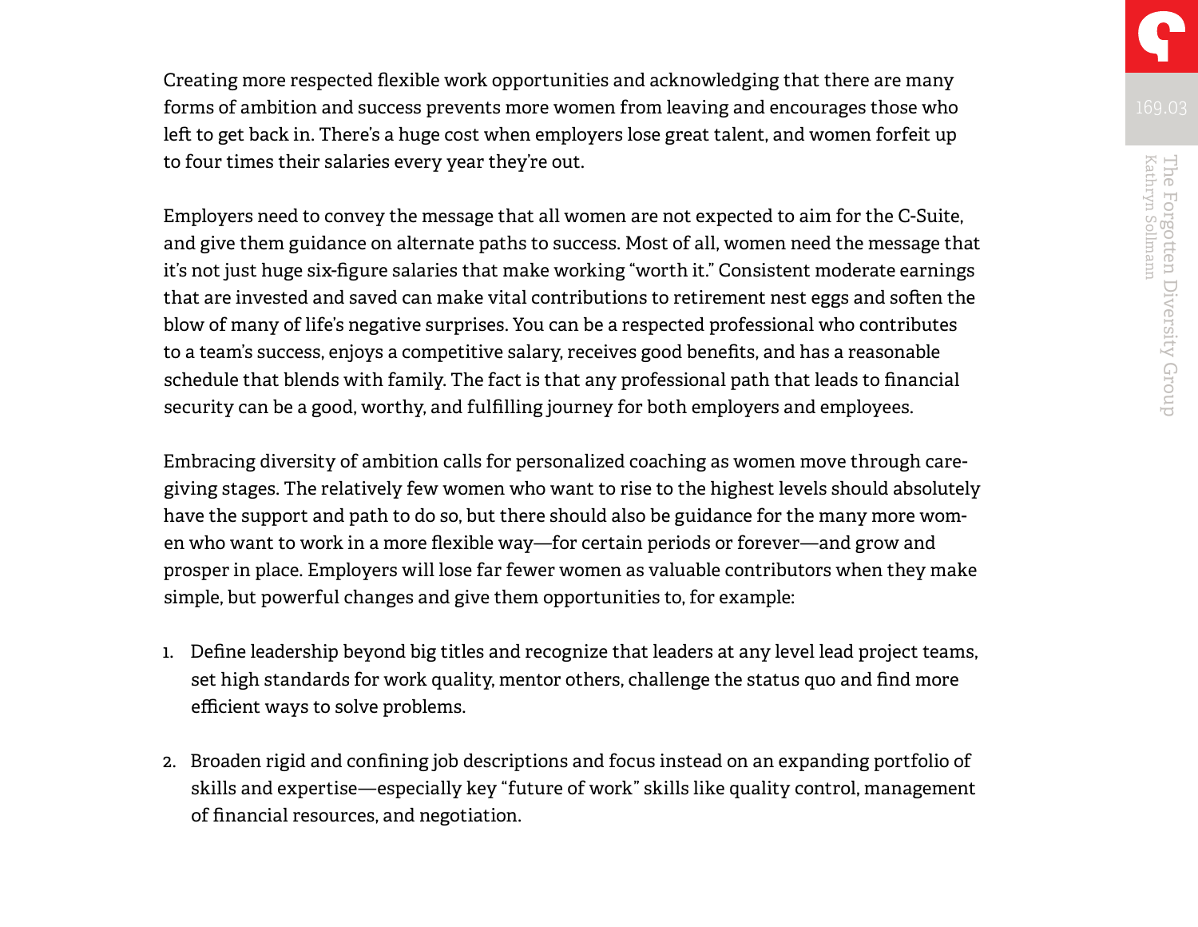Creating more respected flexible work opportunities and acknowledging that there are many forms of ambition and success prevents more women from leaving and encourages those who left to get back in. There's a huge cost when employers lose great talent, and women forfeit up to four times their salaries every year they're out.

Employers need to convey the message that all women are not expected to aim for the C-Suite, and give them guidance on alternate paths to success. Most of all, women need the message that it's not just huge six-figure salaries that make working "worth it." Consistent moderate earnings that are invested and saved can make vital contributions to retirement nest eggs and soften the blow of many of life's negative surprises. You can be a respected professional who contributes to a team's success, enjoys a competitive salary, receives good benefits, and has a reasonable schedule that blends with family. The fact is that any professional path that leads to financial security can be a good, worthy, and fulfilling journey for both employers and employees.

Embracing diversity of ambition calls for personalized coaching as women move through caregiving stages. The relatively few women who want to rise to the highest levels should absolutely have the support and path to do so, but there should also be guidance for the many more women who want to work in a more flexible way—for certain periods or forever—and grow and prosper in place. Employers will lose far fewer women as valuable contributors when they make simple, but powerful changes and give them opportunities to, for example:

1. Define leadership beyond big titles and recognize that leaders at any level lead project teams, set high standards for work quality, mentor others, challenge the status quo and find more efficient ways to solve problems.

2. Broaden rigid and confining job descriptions and focus instead on an expanding portfolio of skills and expertise—especially key "future of work" skills like quality control, management of financial resources, and negotiation.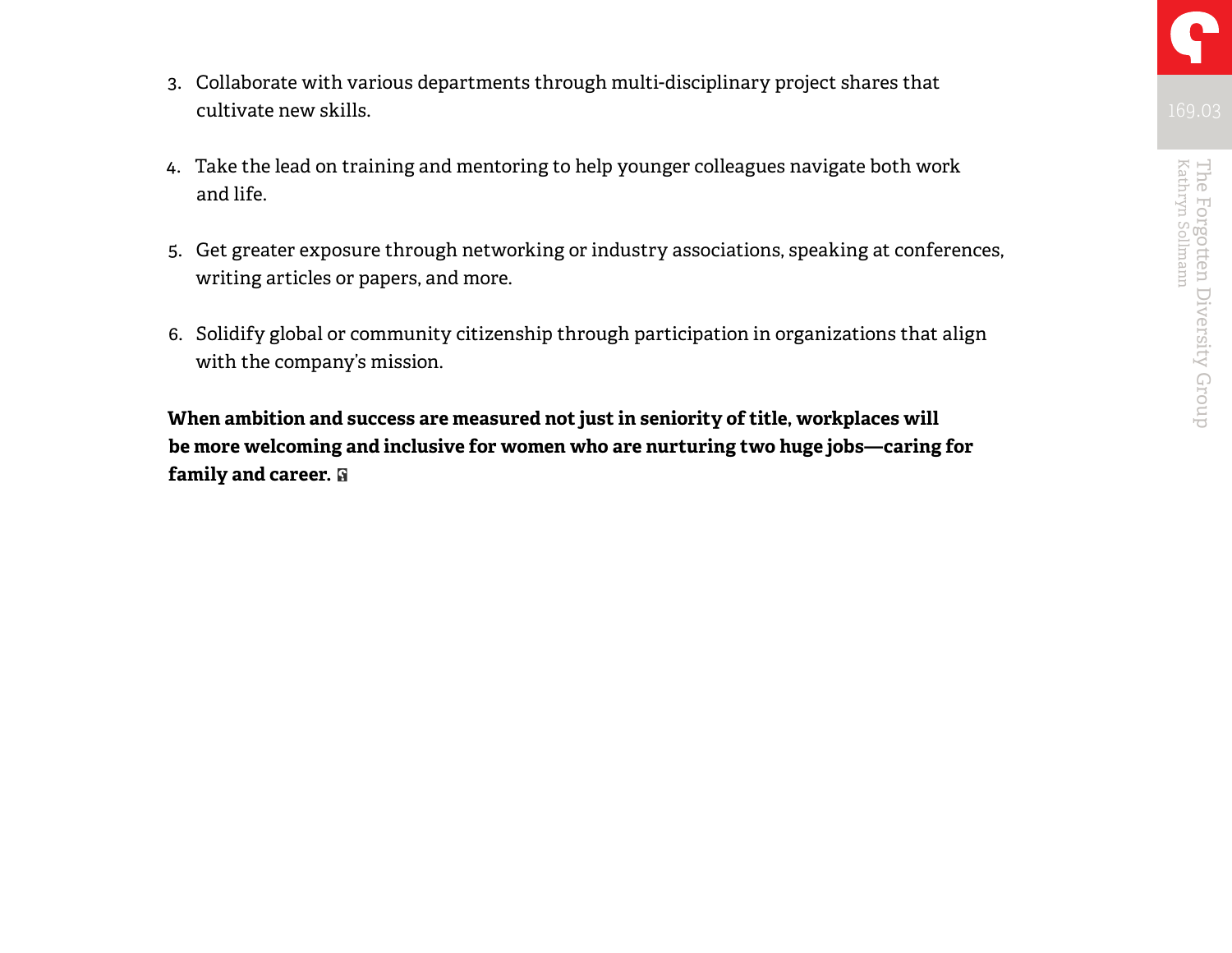3. Collaborate with various departments through multi-disciplinary project shares that cultivate new skills.

4. Take the lead on training and mentoring to help younger colleagues navigate both work and life.

5. Get greater exposure through networking or industry associations, speaking at conferences, writing articles or papers, and more.

6. Solidify global or community citizenship through participation in organizations that align with the company's mission.

**When ambition and success are measured not just in seniority of title, workplaces will be more welcoming and inclusive for women who are nurturing two huge jobs—caring for family and career.**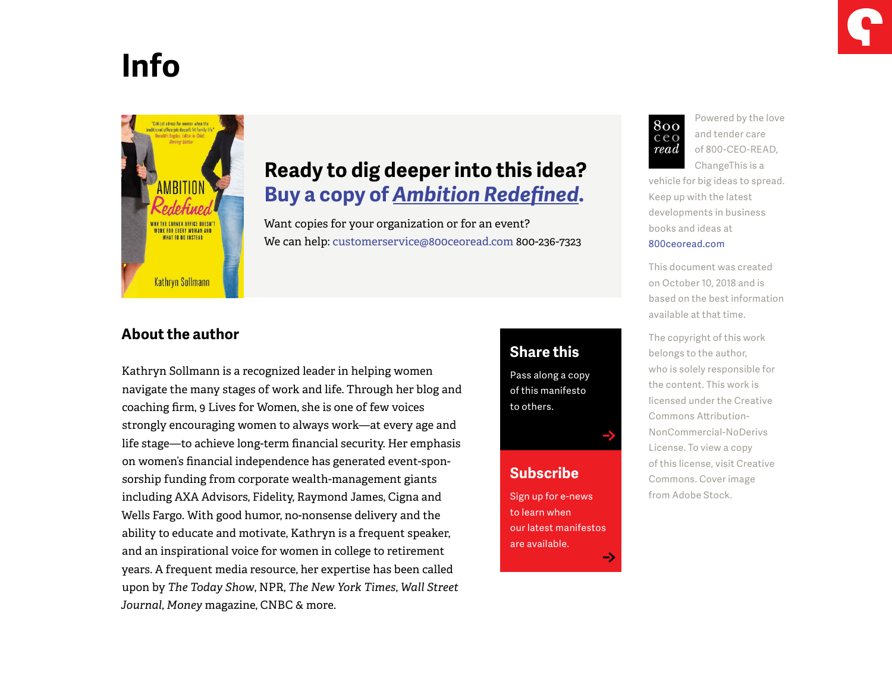# Info

## Ready to dig deeper into this idea?

## Buy a copy of *Ambition Redefined*.

Want copies for your organization or for an event?
We can help: customerservice@800ceoread.com 800-236-7323

### About the author

Kathryn Sollmann is a recognized leader in helping women navigate the many stages of work and life. Through her blog and coaching firm, 9 Lives for Women, she is one of few voices strongly encouraging women to always work—at every age and life stage—to achieve long-term financial security. Her emphasis on women's financial independence has generated event-sponsorship funding from corporate wealth-management giants including AXA Advisors, Fidelity, Raymond James, Cigna and Wells Fargo. With good humor, no-nonsense delivery and the ability to educate and motivate, Kathryn is a frequent speaker, and an inspirational voice for women in college to retirement years. A frequent media resource, her expertise has been called upon by *The Today Show*, NPR, *The New York Times*, *Wall Street Journal*, *Money* magazine, CNBC & more.

### Share this

Pass along a copy of this manifesto to others.

### Subscribe

Sign up for e-news to learn when our latest manifestos are available.

Powered by the love and tender care of 800-CEO-READ, ChangeThis is a vehicle for big ideas to spread. Keep up with the latest developments in business books and ideas at 800ceoread.com

This document was created on October 10, 2018 and is based on the best information available at that time.

The copyright of this work belongs to the author, who is solely responsible for the content. This work is licensed under the Creative Commons Attribution-NonCommercial-NoDerivs License. To view a copy of this license, visit Creative Commons. Cover image from Adobe Stock.